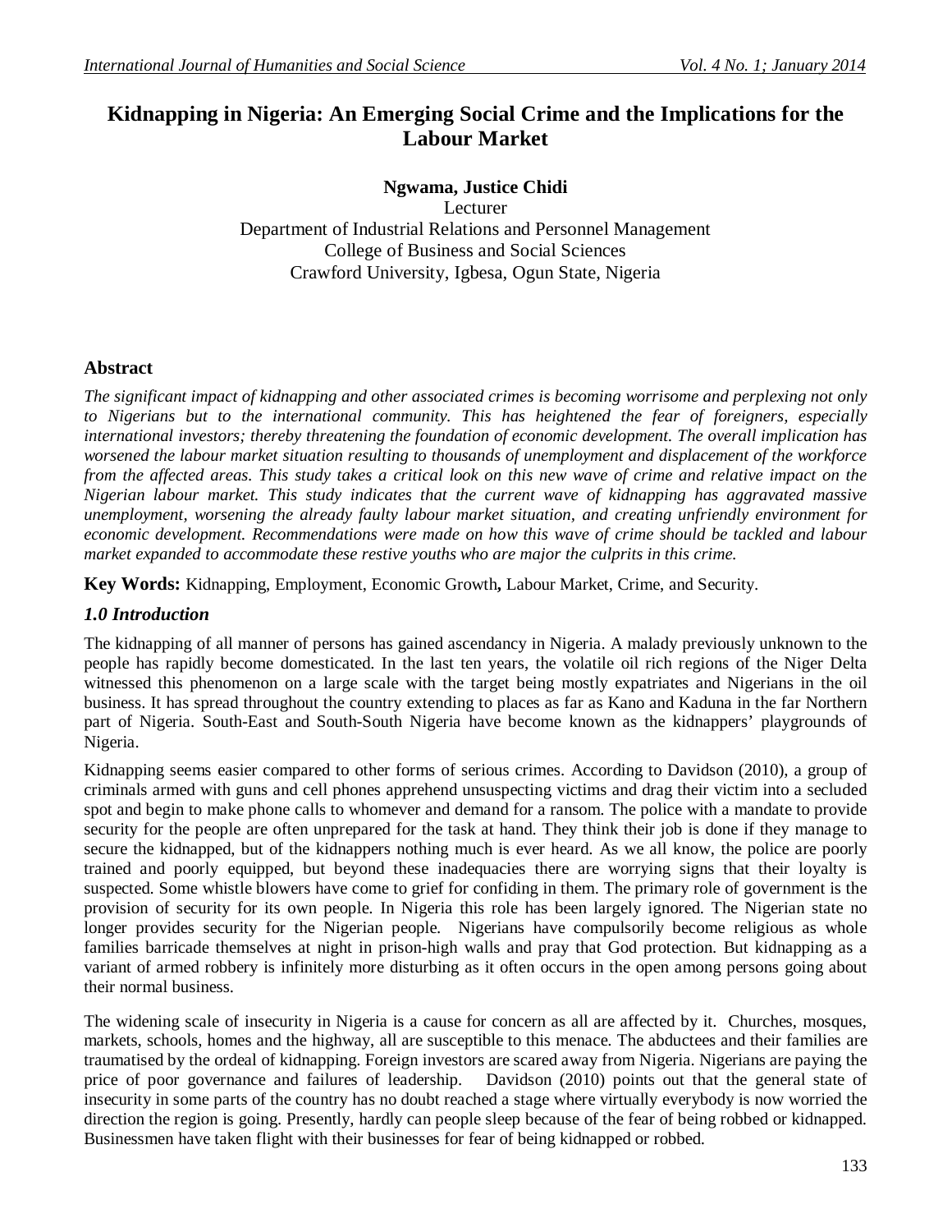# Kidnapping in Nigeria: An Emerging Social Crime and the Implications for the Labour Market

**Ngwama, Justice Chidi**

Lecturer
Department of Industrial Relations and Personnel Management
College of Business and Social Sciences
Crawford University, Igbesa, Ogun State, Nigeria

## Abstract

*The significant impact of kidnapping and other associated crimes is becoming worrisome and perplexing not only to Nigerians but to the international community. This has heightened the fear of foreigners, especially international investors; thereby threatening the foundation of economic development. The overall implication has worsened the labour market situation resulting to thousands of unemployment and displacement of the workforce from the affected areas. This study takes a critical look on this new wave of crime and relative impact on the Nigerian labour market. This study indicates that the current wave of kidnapping has aggravated massive unemployment, worsening the already faulty labour market situation, and creating unfriendly environment for economic development. Recommendations were made on how this wave of crime should be tackled and labour market expanded to accommodate these restive youths who are major the culprits in this crime.*

**Key Words:** Kidnapping, Employment, Economic Growth**,** Labour Market, Crime, and Security.

## *1.0 Introduction*

The kidnapping of all manner of persons has gained ascendancy in Nigeria. A malady previously unknown to the people has rapidly become domesticated. In the last ten years, the volatile oil rich regions of the Niger Delta witnessed this phenomenon on a large scale with the target being mostly expatriates and Nigerians in the oil business. It has spread throughout the country extending to places as far as Kano and Kaduna in the far Northern part of Nigeria. South-East and South-South Nigeria have become known as the kidnappers' playgrounds of Nigeria.

Kidnapping seems easier compared to other forms of serious crimes. According to Davidson (2010), a group of criminals armed with guns and cell phones apprehend unsuspecting victims and drag their victim into a secluded spot and begin to make phone calls to whomever and demand for a ransom. The police with a mandate to provide security for the people are often unprepared for the task at hand. They think their job is done if they manage to secure the kidnapped, but of the kidnappers nothing much is ever heard. As we all know, the police are poorly trained and poorly equipped, but beyond these inadequacies there are worrying signs that their loyalty is suspected. Some whistle blowers have come to grief for confiding in them. The primary role of government is the provision of security for its own people. In Nigeria this role has been largely ignored. The Nigerian state no longer provides security for the Nigerian people. Nigerians have compulsorily become religious as whole families barricade themselves at night in prison-high walls and pray that God protection. But kidnapping as a variant of armed robbery is infinitely more disturbing as it often occurs in the open among persons going about their normal business.

The widening scale of insecurity in Nigeria is a cause for concern as all are affected by it. Churches, mosques, markets, schools, homes and the highway, all are susceptible to this menace. The abductees and their families are traumatised by the ordeal of kidnapping. Foreign investors are scared away from Nigeria. Nigerians are paying the price of poor governance and failures of leadership. Davidson (2010) points out that the general state of insecurity in some parts of the country has no doubt reached a stage where virtually everybody is now worried the direction the region is going. Presently, hardly can people sleep because of the fear of being robbed or kidnapped. Businessmen have taken flight with their businesses for fear of being kidnapped or robbed.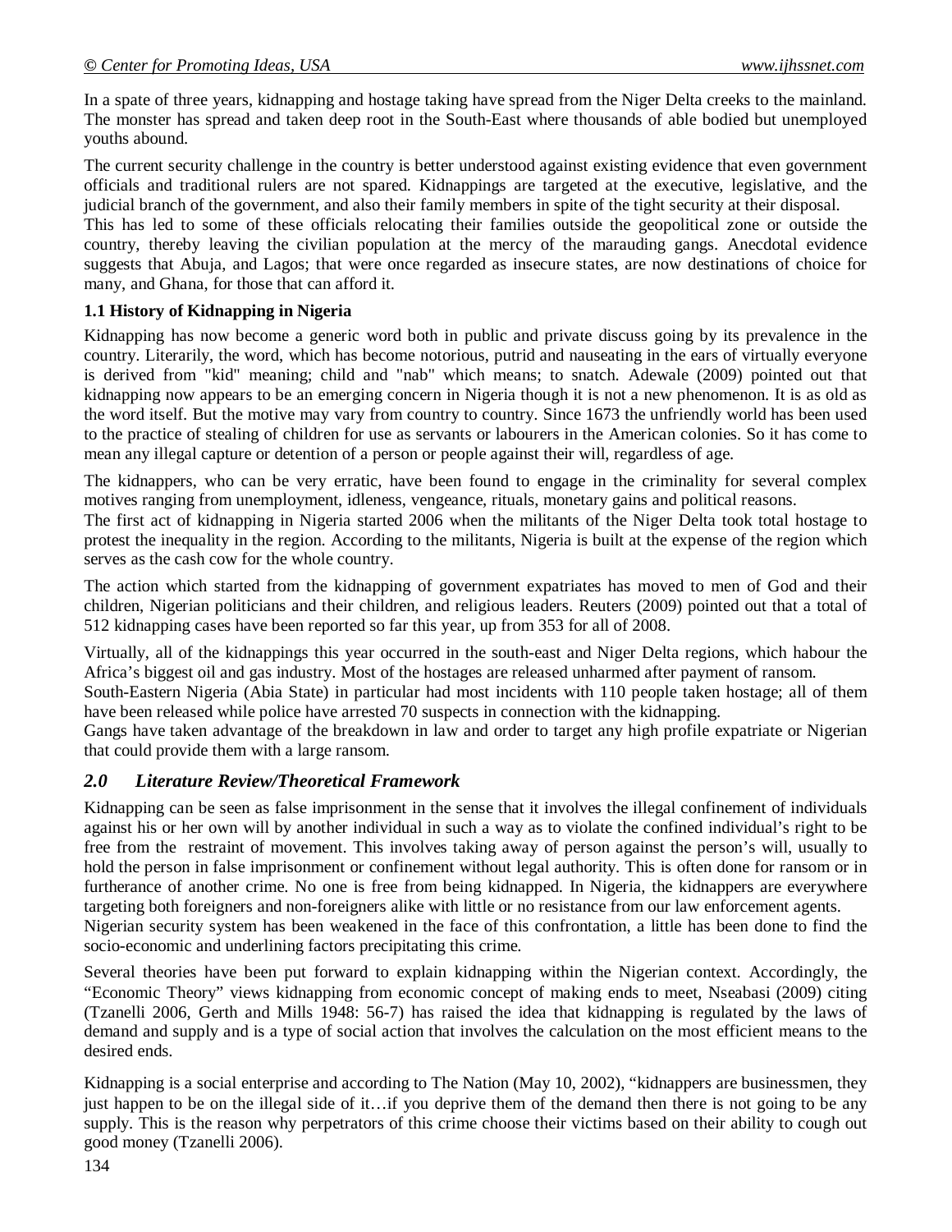In a spate of three years, kidnapping and hostage taking have spread from the Niger Delta creeks to the mainland. The monster has spread and taken deep root in the South-East where thousands of able bodied but unemployed youths abound.

The current security challenge in the country is better understood against existing evidence that even government officials and traditional rulers are not spared. Kidnappings are targeted at the executive, legislative, and the judicial branch of the government, and also their family members in spite of the tight security at their disposal.
This has led to some of these officials relocating their families outside the geopolitical zone or outside the country, thereby leaving the civilian population at the mercy of the marauding gangs. Anecdotal evidence suggests that Abuja, and Lagos; that were once regarded as insecure states, are now destinations of choice for many, and Ghana, for those that can afford it.

### 1.1 History of Kidnapping in Nigeria

Kidnapping has now become a generic word both in public and private discuss going by its prevalence in the country. Literarily, the word, which has become notorious, putrid and nauseating in the ears of virtually everyone is derived from "kid" meaning; child and "nab" which means; to snatch. Adewale (2009) pointed out that kidnapping now appears to be an emerging concern in Nigeria though it is not a new phenomenon. It is as old as the word itself. But the motive may vary from country to country. Since 1673 the unfriendly world has been used to the practice of stealing of children for use as servants or labourers in the American colonies. So it has come to mean any illegal capture or detention of a person or people against their will, regardless of age.

The kidnappers, who can be very erratic, have been found to engage in the criminality for several complex motives ranging from unemployment, idleness, vengeance, rituals, monetary gains and political reasons.
The first act of kidnapping in Nigeria started 2006 when the militants of the Niger Delta took total hostage to protest the inequality in the region. According to the militants, Nigeria is built at the expense of the region which serves as the cash cow for the whole country.

The action which started from the kidnapping of government expatriates has moved to men of God and their children, Nigerian politicians and their children, and religious leaders. Reuters (2009) pointed out that a total of 512 kidnapping cases have been reported so far this year, up from 353 for all of 2008.

Virtually, all of the kidnappings this year occurred in the south-east and Niger Delta regions, which habour the Africa's biggest oil and gas industry. Most of the hostages are released unharmed after payment of ransom.
South-Eastern Nigeria (Abia State) in particular had most incidents with 110 people taken hostage; all of them have been released while police have arrested 70 suspects in connection with the kidnapping.
Gangs have taken advantage of the breakdown in law and order to target any high profile expatriate or Nigerian that could provide them with a large ransom.

## *2.0 Literature Review/Theoretical Framework*

Kidnapping can be seen as false imprisonment in the sense that it involves the illegal confinement of individuals against his or her own will by another individual in such a way as to violate the confined individual's right to be free from the restraint of movement. This involves taking away of person against the person's will, usually to hold the person in false imprisonment or confinement without legal authority. This is often done for ransom or in furtherance of another crime. No one is free from being kidnapped. In Nigeria, the kidnappers are everywhere targeting both foreigners and non-foreigners alike with little or no resistance from our law enforcement agents.
Nigerian security system has been weakened in the face of this confrontation, a little has been done to find the socio-economic and underlining factors precipitating this crime.

Several theories have been put forward to explain kidnapping within the Nigerian context. Accordingly, the "Economic Theory" views kidnapping from economic concept of making ends to meet, Nseabasi (2009) citing (Tzanelli 2006, Gerth and Mills 1948: 56-7) has raised the idea that kidnapping is regulated by the laws of demand and supply and is a type of social action that involves the calculation on the most efficient means to the desired ends.

Kidnapping is a social enterprise and according to The Nation (May 10, 2002), "kidnappers are businessmen, they just happen to be on the illegal side of it…if you deprive them of the demand then there is not going to be any supply. This is the reason why perpetrators of this crime choose their victims based on their ability to cough out good money (Tzanelli 2006).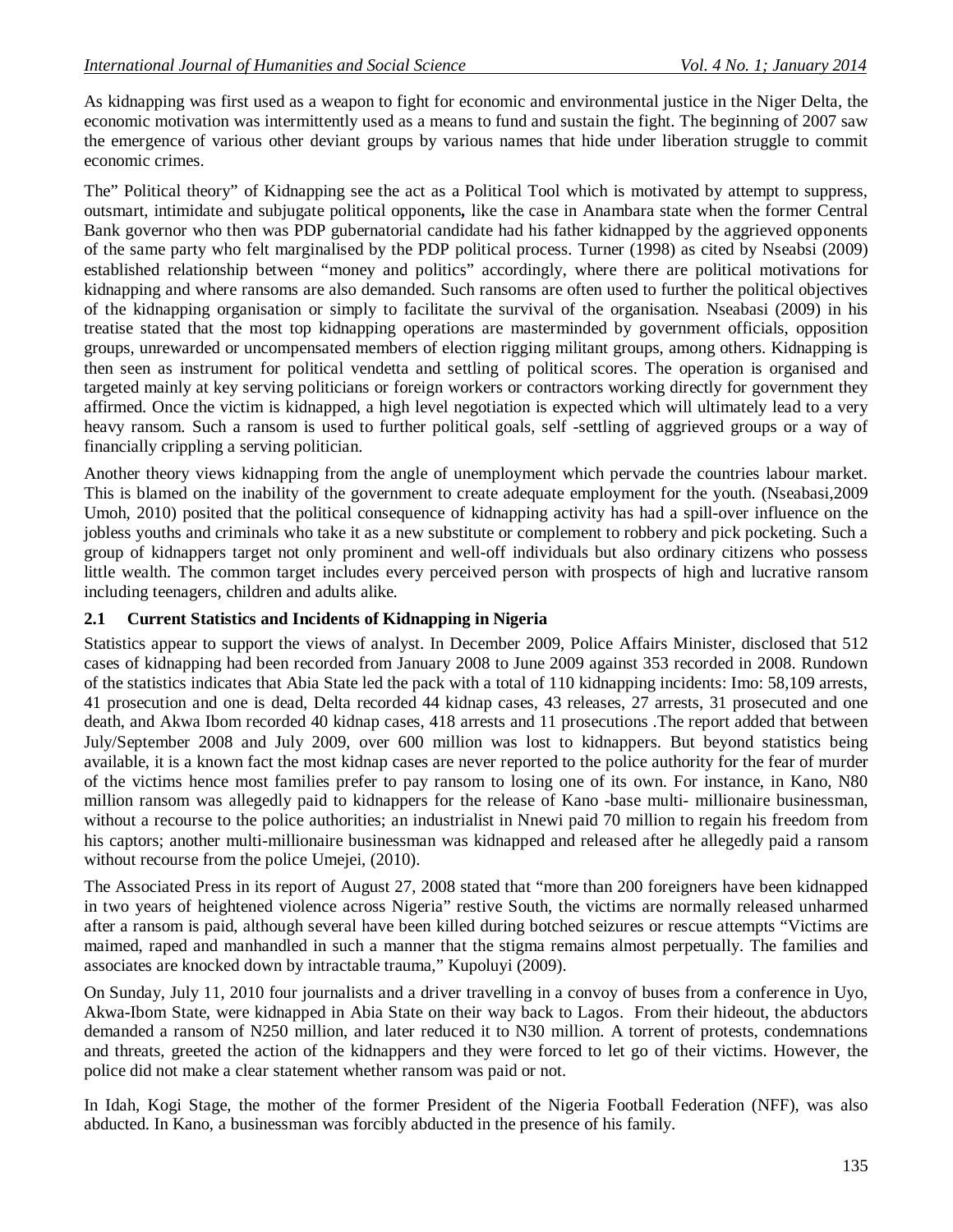As kidnapping was first used as a weapon to fight for economic and environmental justice in the Niger Delta, the economic motivation was intermittently used as a means to fund and sustain the fight. The beginning of 2007 saw the emergence of various other deviant groups by various names that hide under liberation struggle to commit economic crimes.

The" Political theory" of Kidnapping see the act as a Political Tool which is motivated by attempt to suppress, outsmart, intimidate and subjugate political opponents**,** like the case in Anambara state when the former Central Bank governor who then was PDP gubernatorial candidate had his father kidnapped by the aggrieved opponents of the same party who felt marginalised by the PDP political process. Turner (1998) as cited by Nseabsi (2009) established relationship between "money and politics" accordingly, where there are political motivations for kidnapping and where ransoms are also demanded. Such ransoms are often used to further the political objectives of the kidnapping organisation or simply to facilitate the survival of the organisation. Nseabasi (2009) in his treatise stated that the most top kidnapping operations are masterminded by government officials, opposition groups, unrewarded or uncompensated members of election rigging militant groups, among others. Kidnapping is then seen as instrument for political vendetta and settling of political scores. The operation is organised and targeted mainly at key serving politicians or foreign workers or contractors working directly for government they affirmed. Once the victim is kidnapped, a high level negotiation is expected which will ultimately lead to a very heavy ransom. Such a ransom is used to further political goals, self -settling of aggrieved groups or a way of financially crippling a serving politician.

Another theory views kidnapping from the angle of unemployment which pervade the countries labour market. This is blamed on the inability of the government to create adequate employment for the youth. (Nseabasi,2009 Umoh, 2010) posited that the political consequence of kidnapping activity has had a spill-over influence on the jobless youths and criminals who take it as a new substitute or complement to robbery and pick pocketing. Such a group of kidnappers target not only prominent and well-off individuals but also ordinary citizens who possess little wealth. The common target includes every perceived person with prospects of high and lucrative ransom including teenagers, children and adults alike.

## 2.1 Current Statistics and Incidents of Kidnapping in Nigeria

Statistics appear to support the views of analyst. In December 2009, Police Affairs Minister, disclosed that 512 cases of kidnapping had been recorded from January 2008 to June 2009 against 353 recorded in 2008. Rundown of the statistics indicates that Abia State led the pack with a total of 110 kidnapping incidents: Imo: 58,109 arrests, 41 prosecution and one is dead, Delta recorded 44 kidnap cases, 43 releases, 27 arrests, 31 prosecuted and one death, and Akwa Ibom recorded 40 kidnap cases, 418 arrests and 11 prosecutions .The report added that between July/September 2008 and July 2009, over 600 million was lost to kidnappers. But beyond statistics being available, it is a known fact the most kidnap cases are never reported to the police authority for the fear of murder of the victims hence most families prefer to pay ransom to losing one of its own. For instance, in Kano, N80 million ransom was allegedly paid to kidnappers for the release of Kano -base multi- millionaire businessman, without a recourse to the police authorities; an industrialist in Nnewi paid 70 million to regain his freedom from his captors; another multi-millionaire businessman was kidnapped and released after he allegedly paid a ransom without recourse from the police Umejei, (2010).

The Associated Press in its report of August 27, 2008 stated that "more than 200 foreigners have been kidnapped in two years of heightened violence across Nigeria" restive South, the victims are normally released unharmed after a ransom is paid, although several have been killed during botched seizures or rescue attempts "Victims are maimed, raped and manhandled in such a manner that the stigma remains almost perpetually. The families and associates are knocked down by intractable trauma," Kupoluyi (2009).

On Sunday, July 11, 2010 four journalists and a driver travelling in a convoy of buses from a conference in Uyo, Akwa-Ibom State, were kidnapped in Abia State on their way back to Lagos. From their hideout, the abductors demanded a ransom of N250 million, and later reduced it to N30 million. A torrent of protests, condemnations and threats, greeted the action of the kidnappers and they were forced to let go of their victims. However, the police did not make a clear statement whether ransom was paid or not.

In Idah, Kogi Stage, the mother of the former President of the Nigeria Football Federation (NFF), was also abducted. In Kano, a businessman was forcibly abducted in the presence of his family.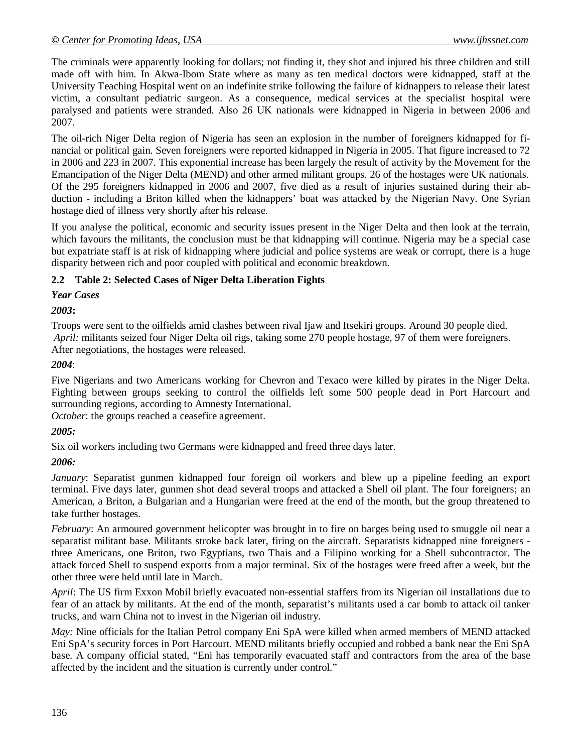The criminals were apparently looking for dollars; not finding it, they shot and injured his three children and still made off with him. In Akwa-Ibom State where as many as ten medical doctors were kidnapped, staff at the University Teaching Hospital went on an indefinite strike following the failure of kidnappers to release their latest victim, a consultant pediatric surgeon. As a consequence, medical services at the specialist hospital were paralysed and patients were stranded. Also 26 UK nationals were kidnapped in Nigeria in between 2006 and 2007.

The oil-rich Niger Delta region of Nigeria has seen an explosion in the number of foreigners kidnapped for financial or political gain. Seven foreigners were reported kidnapped in Nigeria in 2005. That figure increased to 72 in 2006 and 223 in 2007. This exponential increase has been largely the result of activity by the Movement for the Emancipation of the Niger Delta (MEND) and other armed militant groups. 26 of the hostages were UK nationals. Of the 295 foreigners kidnapped in 2006 and 2007, five died as a result of injuries sustained during their abduction - including a Briton killed when the kidnappers' boat was attacked by the Nigerian Navy. One Syrian hostage died of illness very shortly after his release.

If you analyse the political, economic and security issues present in the Niger Delta and then look at the terrain, which favours the militants, the conclusion must be that kidnapping will continue. Nigeria may be a special case but expatriate staff is at risk of kidnapping where judicial and police systems are weak or corrupt, there is a huge disparity between rich and poor coupled with political and economic breakdown.

### 2.2 Table 2: Selected Cases of Niger Delta Liberation Fights

***Year Cases***

***2003*:**

Troops were sent to the oilfields amid clashes between rival Ijaw and Itsekiri groups. Around 30 people died.
*April:* militants seized four Niger Delta oil rigs, taking some 270 people hostage, 97 of them were foreigners. After negotiations, the hostages were released.

***2004***:

Five Nigerians and two Americans working for Chevron and Texaco were killed by pirates in the Niger Delta. Fighting between groups seeking to control the oilfields left some 500 people dead in Port Harcourt and surrounding regions, according to Amnesty International.
*October*: the groups reached a ceasefire agreement.

***2005:***

Six oil workers including two Germans were kidnapped and freed three days later.

***2006:***

*January*: Separatist gunmen kidnapped four foreign oil workers and blew up a pipeline feeding an export terminal. Five days later, gunmen shot dead several troops and attacked a Shell oil plant. The four foreigners; an American, a Briton, a Bulgarian and a Hungarian were freed at the end of the month, but the group threatened to take further hostages.

*February*: An armoured government helicopter was brought in to fire on barges being used to smuggle oil near a separatist militant base. Militants stroke back later, firing on the aircraft. Separatists kidnapped nine foreigners - three Americans, one Briton, two Egyptians, two Thais and a Filipino working for a Shell subcontractor. The attack forced Shell to suspend exports from a major terminal. Six of the hostages were freed after a week, but the other three were held until late in March.

*April*: The US firm Exxon Mobil briefly evacuated non-essential staffers from its Nigerian oil installations due to fear of an attack by militants. At the end of the month, separatist's militants used a car bomb to attack oil tanker trucks, and warn China not to invest in the Nigerian oil industry.

*May:* Nine officials for the Italian Petrol company Eni SpA were killed when armed members of MEND attacked Eni SpA's security forces in Port Harcourt. MEND militants briefly occupied and robbed a bank near the Eni SpA base. A company official stated, "Eni has temporarily evacuated staff and contractors from the area of the base affected by the incident and the situation is currently under control."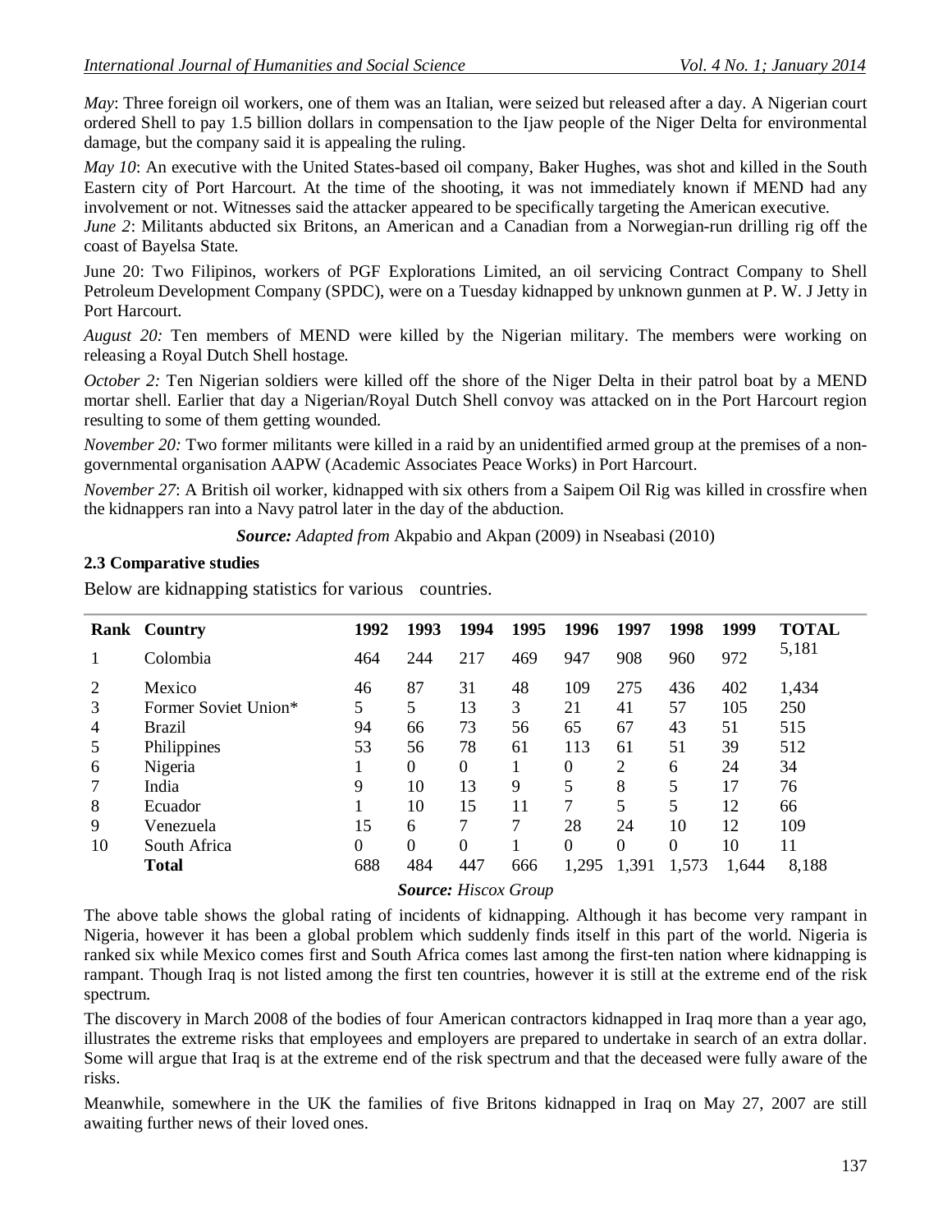*May*: Three foreign oil workers, one of them was an Italian, were seized but released after a day. A Nigerian court ordered Shell to pay 1.5 billion dollars in compensation to the Ijaw people of the Niger Delta for environmental damage, but the company said it is appealing the ruling.

*May 10*: An executive with the United States-based oil company, Baker Hughes, was shot and killed in the South Eastern city of Port Harcourt. At the time of the shooting, it was not immediately known if MEND had any involvement or not. Witnesses said the attacker appeared to be specifically targeting the American executive.

*June 2*: Militants abducted six Britons, an American and a Canadian from a Norwegian-run drilling rig off the coast of Bayelsa State.

June 20: Two Filipinos, workers of PGF Explorations Limited, an oil servicing Contract Company to Shell Petroleum Development Company (SPDC), were on a Tuesday kidnapped by unknown gunmen at P. W. J Jetty in Port Harcourt.

*August 20:* Ten members of MEND were killed by the Nigerian military. The members were working on releasing a Royal Dutch Shell hostage.

*October 2:* Ten Nigerian soldiers were killed off the shore of the Niger Delta in their patrol boat by a MEND mortar shell. Earlier that day a Nigerian/Royal Dutch Shell convoy was attacked on in the Port Harcourt region resulting to some of them getting wounded.

*November 20:* Two former militants were killed in a raid by an unidentified armed group at the premises of a non-governmental organisation AAPW (Academic Associates Peace Works) in Port Harcourt.

*November 27*: A British oil worker, kidnapped with six others from a Saipem Oil Rig was killed in crossfire when the kidnappers ran into a Navy patrol later in the day of the abduction.

***Source:*** *Adapted from* Akpabio and Akpan (2009) in Nseabasi (2010)

### 2.3 Comparative studies

Below are kidnapping statistics for various countries.

| Rank | Country | 1992 | 1993 | 1994 | 1995 | 1996 | 1997 | 1998 | 1999 | TOTAL |
|---|---|---|---|---|---|---|---|---|---|---|
| 1 | Colombia | 464 | 244 | 217 | 469 | 947 | 908 | 960 | 972 | 5,181 |
| 2 | Mexico | 46 | 87 | 31 | 48 | 109 | 275 | 436 | 402 | 1,434 |
| 3 | Former Soviet Union* | 5 | 5 | 13 | 3 | 21 | 41 | 57 | 105 | 250 |
| 4 | Brazil | 94 | 66 | 73 | 56 | 65 | 67 | 43 | 51 | 515 |
| 5 | Philippines | 53 | 56 | 78 | 61 | 113 | 61 | 51 | 39 | 512 |
| 6 | Nigeria | 1 | 0 | 0 | 1 | 0 | 2 | 6 | 24 | 34 |
| 7 | India | 9 | 10 | 13 | 9 | 5 | 8 | 5 | 17 | 76 |
| 8 | Ecuador | 1 | 10 | 15 | 11 | 7 | 5 | 5 | 12 | 66 |
| 9 | Venezuela | 15 | 6 | 7 | 7 | 28 | 24 | 10 | 12 | 109 |
| 10 | South Africa | 0 | 0 | 0 | 1 | 0 | 0 | 0 | 10 | 11 |
| | **Total** | 688 | 484 | 447 | 666 | 1,295 | 1,391 | 1,573 | 1,644 | 8,188 |

***Source:*** *Hiscox Group*

The above table shows the global rating of incidents of kidnapping. Although it has become very rampant in Nigeria, however it has been a global problem which suddenly finds itself in this part of the world. Nigeria is ranked six while Mexico comes first and South Africa comes last among the first-ten nation where kidnapping is rampant. Though Iraq is not listed among the first ten countries, however it is still at the extreme end of the risk spectrum.

The discovery in March 2008 of the bodies of four American contractors kidnapped in Iraq more than a year ago, illustrates the extreme risks that employees and employers are prepared to undertake in search of an extra dollar. Some will argue that Iraq is at the extreme end of the risk spectrum and that the deceased were fully aware of the risks.

Meanwhile, somewhere in the UK the families of five Britons kidnapped in Iraq on May 27, 2007 are still awaiting further news of their loved ones.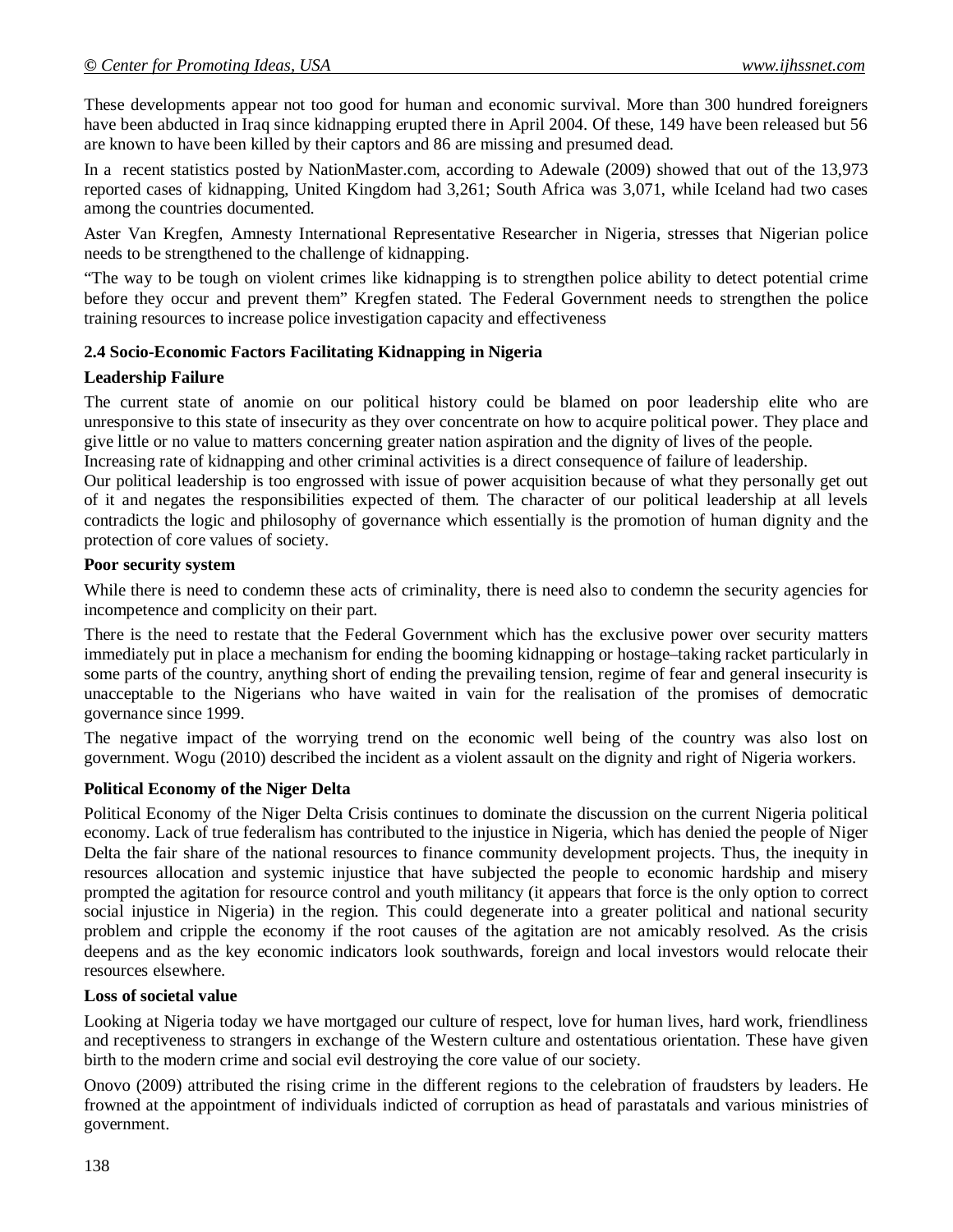These developments appear not too good for human and economic survival. More than 300 hundred foreigners have been abducted in Iraq since kidnapping erupted there in April 2004. Of these, 149 have been released but 56 are known to have been killed by their captors and 86 are missing and presumed dead.

In a recent statistics posted by NationMaster.com, according to Adewale (2009) showed that out of the 13,973 reported cases of kidnapping, United Kingdom had 3,261; South Africa was 3,071, while Iceland had two cases among the countries documented.

Aster Van Kregfen, Amnesty International Representative Researcher in Nigeria, stresses that Nigerian police needs to be strengthened to the challenge of kidnapping.

"The way to be tough on violent crimes like kidnapping is to strengthen police ability to detect potential crime before they occur and prevent them" Kregfen stated. The Federal Government needs to strengthen the police training resources to increase police investigation capacity and effectiveness

### 2.4 Socio-Economic Factors Facilitating Kidnapping in Nigeria

**Leadership Failure**

The current state of anomie on our political history could be blamed on poor leadership elite who are unresponsive to this state of insecurity as they over concentrate on how to acquire political power. They place and give little or no value to matters concerning greater nation aspiration and the dignity of lives of the people.

Increasing rate of kidnapping and other criminal activities is a direct consequence of failure of leadership.

Our political leadership is too engrossed with issue of power acquisition because of what they personally get out of it and negates the responsibilities expected of them. The character of our political leadership at all levels contradicts the logic and philosophy of governance which essentially is the promotion of human dignity and the protection of core values of society.

**Poor security system**

While there is need to condemn these acts of criminality, there is need also to condemn the security agencies for incompetence and complicity on their part.

There is the need to restate that the Federal Government which has the exclusive power over security matters immediately put in place a mechanism for ending the booming kidnapping or hostage–taking racket particularly in some parts of the country, anything short of ending the prevailing tension, regime of fear and general insecurity is unacceptable to the Nigerians who have waited in vain for the realisation of the promises of democratic governance since 1999.

The negative impact of the worrying trend on the economic well being of the country was also lost on government. Wogu (2010) described the incident as a violent assault on the dignity and right of Nigeria workers.

**Political Economy of the Niger Delta**

Political Economy of the Niger Delta Crisis continues to dominate the discussion on the current Nigeria political economy. Lack of true federalism has contributed to the injustice in Nigeria, which has denied the people of Niger Delta the fair share of the national resources to finance community development projects. Thus, the inequity in resources allocation and systemic injustice that have subjected the people to economic hardship and misery prompted the agitation for resource control and youth militancy (it appears that force is the only option to correct social injustice in Nigeria) in the region. This could degenerate into a greater political and national security problem and cripple the economy if the root causes of the agitation are not amicably resolved. As the crisis deepens and as the key economic indicators look southwards, foreign and local investors would relocate their resources elsewhere.

**Loss of societal value**

Looking at Nigeria today we have mortgaged our culture of respect, love for human lives, hard work, friendliness and receptiveness to strangers in exchange of the Western culture and ostentatious orientation. These have given birth to the modern crime and social evil destroying the core value of our society.

Onovo (2009) attributed the rising crime in the different regions to the celebration of fraudsters by leaders. He frowned at the appointment of individuals indicted of corruption as head of parastatals and various ministries of government.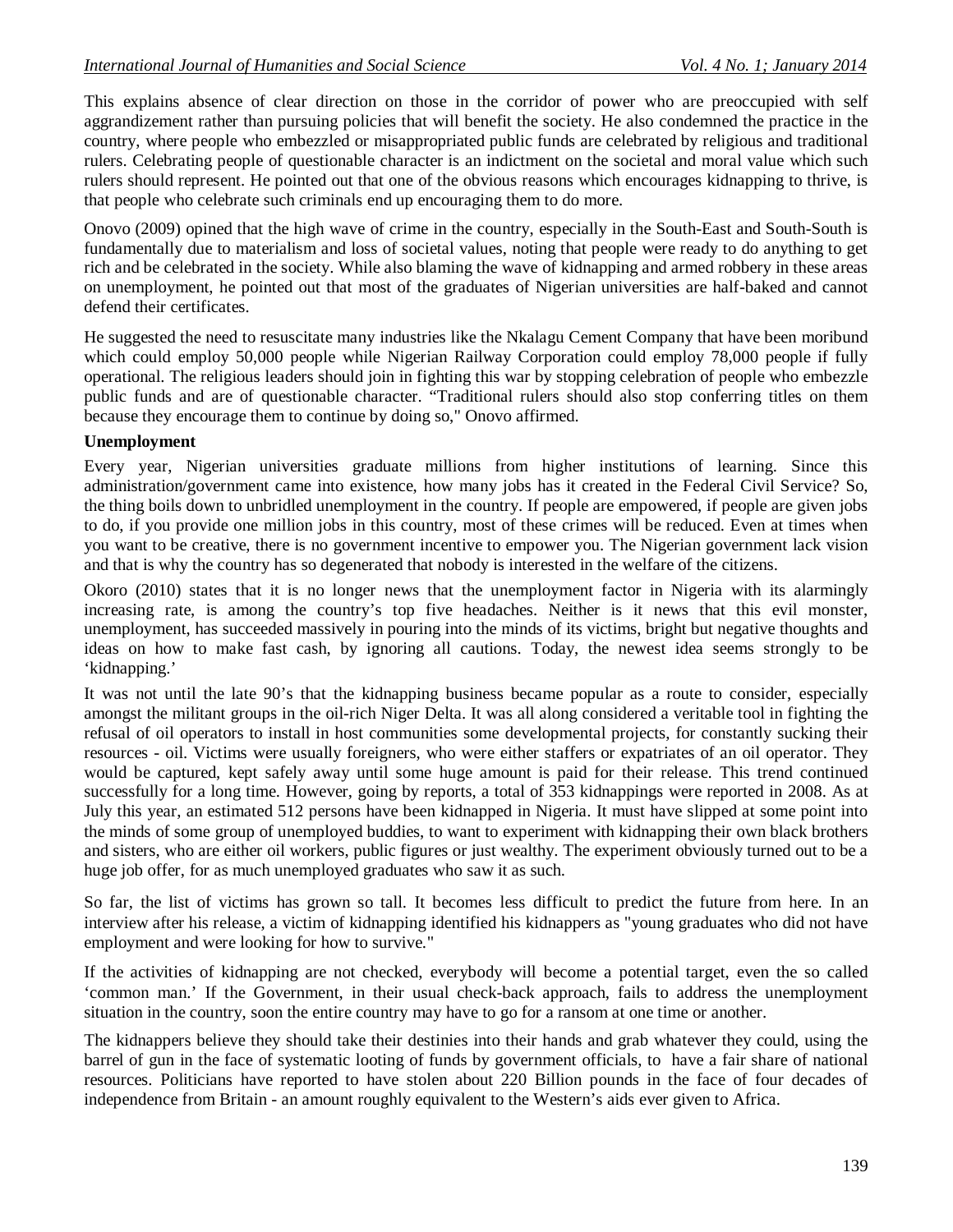This explains absence of clear direction on those in the corridor of power who are preoccupied with self aggrandizement rather than pursuing policies that will benefit the society. He also condemned the practice in the country, where people who embezzled or misappropriated public funds are celebrated by religious and traditional rulers. Celebrating people of questionable character is an indictment on the societal and moral value which such rulers should represent. He pointed out that one of the obvious reasons which encourages kidnapping to thrive, is that people who celebrate such criminals end up encouraging them to do more.

Onovo (2009) opined that the high wave of crime in the country, especially in the South-East and South-South is fundamentally due to materialism and loss of societal values, noting that people were ready to do anything to get rich and be celebrated in the society. While also blaming the wave of kidnapping and armed robbery in these areas on unemployment, he pointed out that most of the graduates of Nigerian universities are half-baked and cannot defend their certificates.

He suggested the need to resuscitate many industries like the Nkalagu Cement Company that have been moribund which could employ 50,000 people while Nigerian Railway Corporation could employ 78,000 people if fully operational. The religious leaders should join in fighting this war by stopping celebration of people who embezzle public funds and are of questionable character. "Traditional rulers should also stop conferring titles on them because they encourage them to continue by doing so," Onovo affirmed.

**Unemployment**

Every year, Nigerian universities graduate millions from higher institutions of learning. Since this administration/government came into existence, how many jobs has it created in the Federal Civil Service? So, the thing boils down to unbridled unemployment in the country. If people are empowered, if people are given jobs to do, if you provide one million jobs in this country, most of these crimes will be reduced. Even at times when you want to be creative, there is no government incentive to empower you. The Nigerian government lack vision and that is why the country has so degenerated that nobody is interested in the welfare of the citizens.

Okoro (2010) states that it is no longer news that the unemployment factor in Nigeria with its alarmingly increasing rate, is among the country's top five headaches. Neither is it news that this evil monster, unemployment, has succeeded massively in pouring into the minds of its victims, bright but negative thoughts and ideas on how to make fast cash, by ignoring all cautions. Today, the newest idea seems strongly to be 'kidnapping.'

It was not until the late 90's that the kidnapping business became popular as a route to consider, especially amongst the militant groups in the oil-rich Niger Delta. It was all along considered a veritable tool in fighting the refusal of oil operators to install in host communities some developmental projects, for constantly sucking their resources - oil. Victims were usually foreigners, who were either staffers or expatriates of an oil operator. They would be captured, kept safely away until some huge amount is paid for their release. This trend continued successfully for a long time. However, going by reports, a total of 353 kidnappings were reported in 2008. As at July this year, an estimated 512 persons have been kidnapped in Nigeria. It must have slipped at some point into the minds of some group of unemployed buddies, to want to experiment with kidnapping their own black brothers and sisters, who are either oil workers, public figures or just wealthy. The experiment obviously turned out to be a huge job offer, for as much unemployed graduates who saw it as such.

So far, the list of victims has grown so tall. It becomes less difficult to predict the future from here. In an interview after his release, a victim of kidnapping identified his kidnappers as "young graduates who did not have employment and were looking for how to survive."

If the activities of kidnapping are not checked, everybody will become a potential target, even the so called 'common man.' If the Government, in their usual check-back approach, fails to address the unemployment situation in the country, soon the entire country may have to go for a ransom at one time or another.

The kidnappers believe they should take their destinies into their hands and grab whatever they could, using the barrel of gun in the face of systematic looting of funds by government officials, to have a fair share of national resources. Politicians have reported to have stolen about 220 Billion pounds in the face of four decades of independence from Britain - an amount roughly equivalent to the Western's aids ever given to Africa.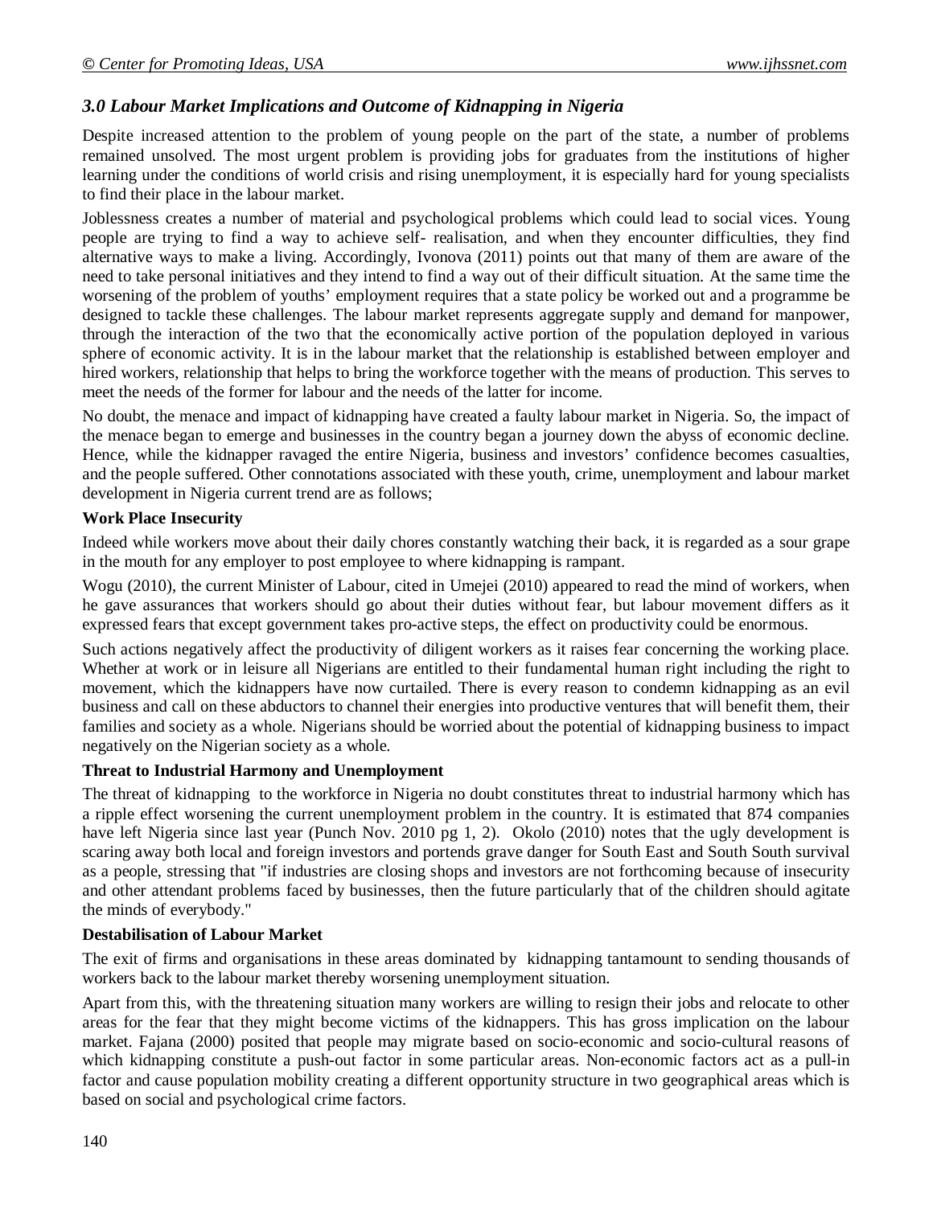### *3.0 Labour Market Implications and Outcome of Kidnapping in Nigeria*

Despite increased attention to the problem of young people on the part of the state, a number of problems remained unsolved. The most urgent problem is providing jobs for graduates from the institutions of higher learning under the conditions of world crisis and rising unemployment, it is especially hard for young specialists to find their place in the labour market.

Joblessness creates a number of material and psychological problems which could lead to social vices. Young people are trying to find a way to achieve self- realisation, and when they encounter difficulties, they find alternative ways to make a living. Accordingly, Ivonova (2011) points out that many of them are aware of the need to take personal initiatives and they intend to find a way out of their difficult situation. At the same time the worsening of the problem of youths' employment requires that a state policy be worked out and a programme be designed to tackle these challenges. The labour market represents aggregate supply and demand for manpower, through the interaction of the two that the economically active portion of the population deployed in various sphere of economic activity. It is in the labour market that the relationship is established between employer and hired workers, relationship that helps to bring the workforce together with the means of production. This serves to meet the needs of the former for labour and the needs of the latter for income.

No doubt, the menace and impact of kidnapping have created a faulty labour market in Nigeria. So, the impact of the menace began to emerge and businesses in the country began a journey down the abyss of economic decline. Hence, while the kidnapper ravaged the entire Nigeria, business and investors' confidence becomes casualties, and the people suffered. Other connotations associated with these youth, crime, unemployment and labour market development in Nigeria current trend are as follows;

**Work Place Insecurity**

Indeed while workers move about their daily chores constantly watching their back, it is regarded as a sour grape in the mouth for any employer to post employee to where kidnapping is rampant.

Wogu (2010), the current Minister of Labour, cited in Umejei (2010) appeared to read the mind of workers, when he gave assurances that workers should go about their duties without fear, but labour movement differs as it expressed fears that except government takes pro-active steps, the effect on productivity could be enormous.

Such actions negatively affect the productivity of diligent workers as it raises fear concerning the working place. Whether at work or in leisure all Nigerians are entitled to their fundamental human right including the right to movement, which the kidnappers have now curtailed. There is every reason to condemn kidnapping as an evil business and call on these abductors to channel their energies into productive ventures that will benefit them, their families and society as a whole. Nigerians should be worried about the potential of kidnapping business to impact negatively on the Nigerian society as a whole.

**Threat to Industrial Harmony and Unemployment**

The threat of kidnapping to the workforce in Nigeria no doubt constitutes threat to industrial harmony which has a ripple effect worsening the current unemployment problem in the country. It is estimated that 874 companies have left Nigeria since last year (Punch Nov. 2010 pg 1, 2). Okolo (2010) notes that the ugly development is scaring away both local and foreign investors and portends grave danger for South East and South South survival as a people, stressing that "if industries are closing shops and investors are not forthcoming because of insecurity and other attendant problems faced by businesses, then the future particularly that of the children should agitate the minds of everybody."

**Destabilisation of Labour Market**

The exit of firms and organisations in these areas dominated by kidnapping tantamount to sending thousands of workers back to the labour market thereby worsening unemployment situation.

Apart from this, with the threatening situation many workers are willing to resign their jobs and relocate to other areas for the fear that they might become victims of the kidnappers. This has gross implication on the labour market. Fajana (2000) posited that people may migrate based on socio-economic and socio-cultural reasons of which kidnapping constitute a push-out factor in some particular areas. Non-economic factors act as a pull-in factor and cause population mobility creating a different opportunity structure in two geographical areas which is based on social and psychological crime factors.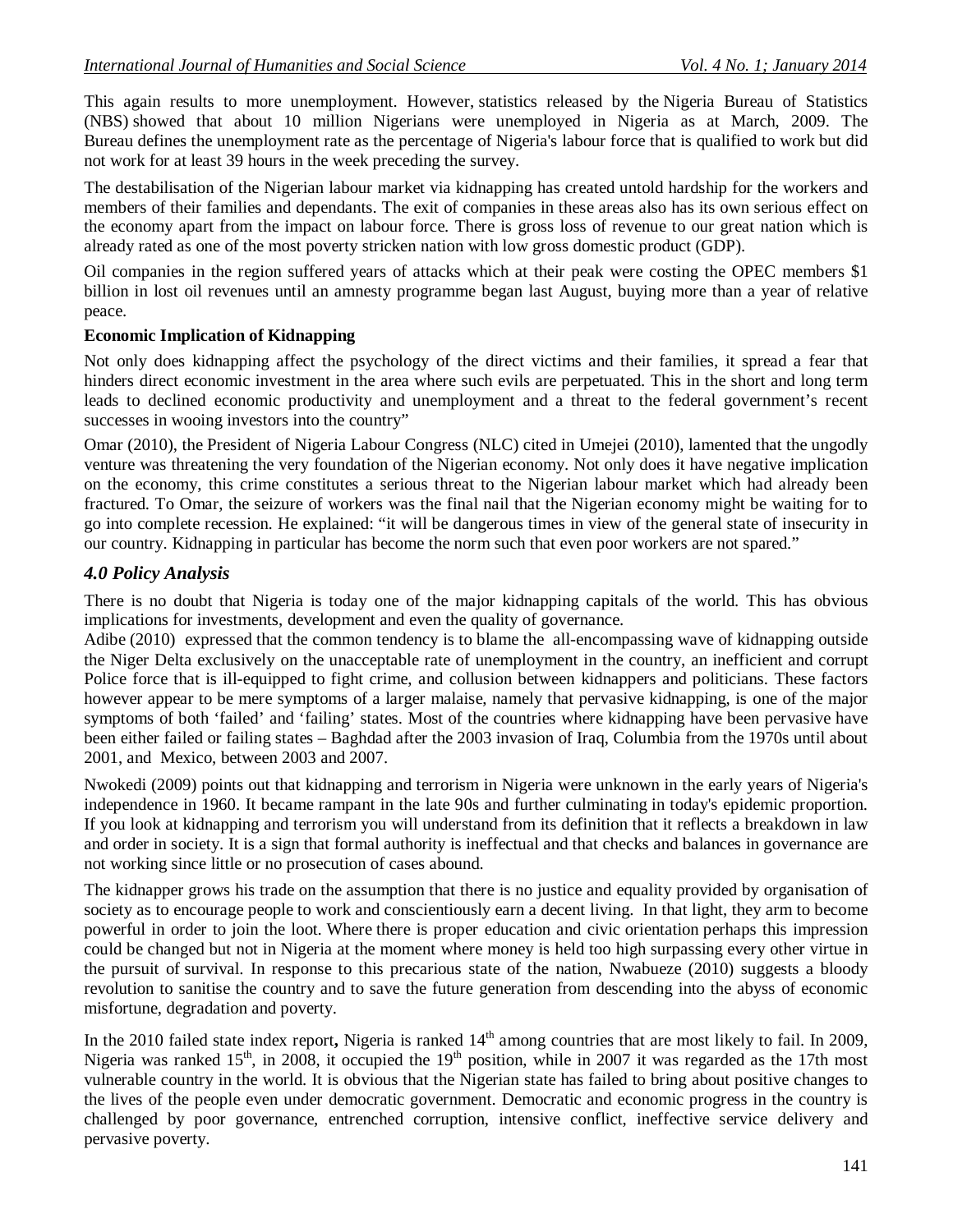This again results to more unemployment. However, statistics released by the Nigeria Bureau of Statistics (NBS) showed that about 10 million Nigerians were unemployed in Nigeria as at March, 2009. The Bureau defines the unemployment rate as the percentage of Nigeria's labour force that is qualified to work but did not work for at least 39 hours in the week preceding the survey.

The destabilisation of the Nigerian labour market via kidnapping has created untold hardship for the workers and members of their families and dependants. The exit of companies in these areas also has its own serious effect on the economy apart from the impact on labour force. There is gross loss of revenue to our great nation which is already rated as one of the most poverty stricken nation with low gross domestic product (GDP).

Oil companies in the region suffered years of attacks which at their peak were costing the OPEC members $1 billion in lost oil revenues until an amnesty programme began last August, buying more than a year of relative peace.

**Economic Implication of Kidnapping**

Not only does kidnapping affect the psychology of the direct victims and their families, it spread a fear that hinders direct economic investment in the area where such evils are perpetuated. This in the short and long term leads to declined economic productivity and unemployment and a threat to the federal government's recent successes in wooing investors into the country"

Omar (2010), the President of Nigeria Labour Congress (NLC) cited in Umejei (2010), lamented that the ungodly venture was threatening the very foundation of the Nigerian economy. Not only does it have negative implication on the economy, this crime constitutes a serious threat to the Nigerian labour market which had already been fractured. To Omar, the seizure of workers was the final nail that the Nigerian economy might be waiting for to go into complete recession. He explained: "it will be dangerous times in view of the general state of insecurity in our country. Kidnapping in particular has become the norm such that even poor workers are not spared."

## *4.0 Policy Analysis*

There is no doubt that Nigeria is today one of the major kidnapping capitals of the world. This has obvious implications for investments, development and even the quality of governance.

Adibe (2010) expressed that the common tendency is to blame the all-encompassing wave of kidnapping outside the Niger Delta exclusively on the unacceptable rate of unemployment in the country, an inefficient and corrupt Police force that is ill-equipped to fight crime, and collusion between kidnappers and politicians. These factors however appear to be mere symptoms of a larger malaise, namely that pervasive kidnapping, is one of the major symptoms of both 'failed' and 'failing' states. Most of the countries where kidnapping have been pervasive have been either failed or failing states – Baghdad after the 2003 invasion of Iraq, Columbia from the 1970s until about 2001, and Mexico, between 2003 and 2007.

Nwokedi (2009) points out that kidnapping and terrorism in Nigeria were unknown in the early years of Nigeria's independence in 1960. It became rampant in the late 90s and further culminating in today's epidemic proportion. If you look at kidnapping and terrorism you will understand from its definition that it reflects a breakdown in law and order in society. It is a sign that formal authority is ineffectual and that checks and balances in governance are not working since little or no prosecution of cases abound.

The kidnapper grows his trade on the assumption that there is no justice and equality provided by organisation of society as to encourage people to work and conscientiously earn a decent living. In that light, they arm to become powerful in order to join the loot. Where there is proper education and civic orientation perhaps this impression could be changed but not in Nigeria at the moment where money is held too high surpassing every other virtue in the pursuit of survival. In response to this precarious state of the nation, Nwabueze (2010) suggests a bloody revolution to sanitise the country and to save the future generation from descending into the abyss of economic misfortune, degradation and poverty.

In the 2010 failed state index report**,** Nigeria is ranked 14th among countries that are most likely to fail. In 2009, Nigeria was ranked 15th, in 2008, it occupied the 19th position, while in 2007 it was regarded as the 17th most vulnerable country in the world. It is obvious that the Nigerian state has failed to bring about positive changes to the lives of the people even under democratic government. Democratic and economic progress in the country is challenged by poor governance, entrenched corruption, intensive conflict, ineffective service delivery and pervasive poverty.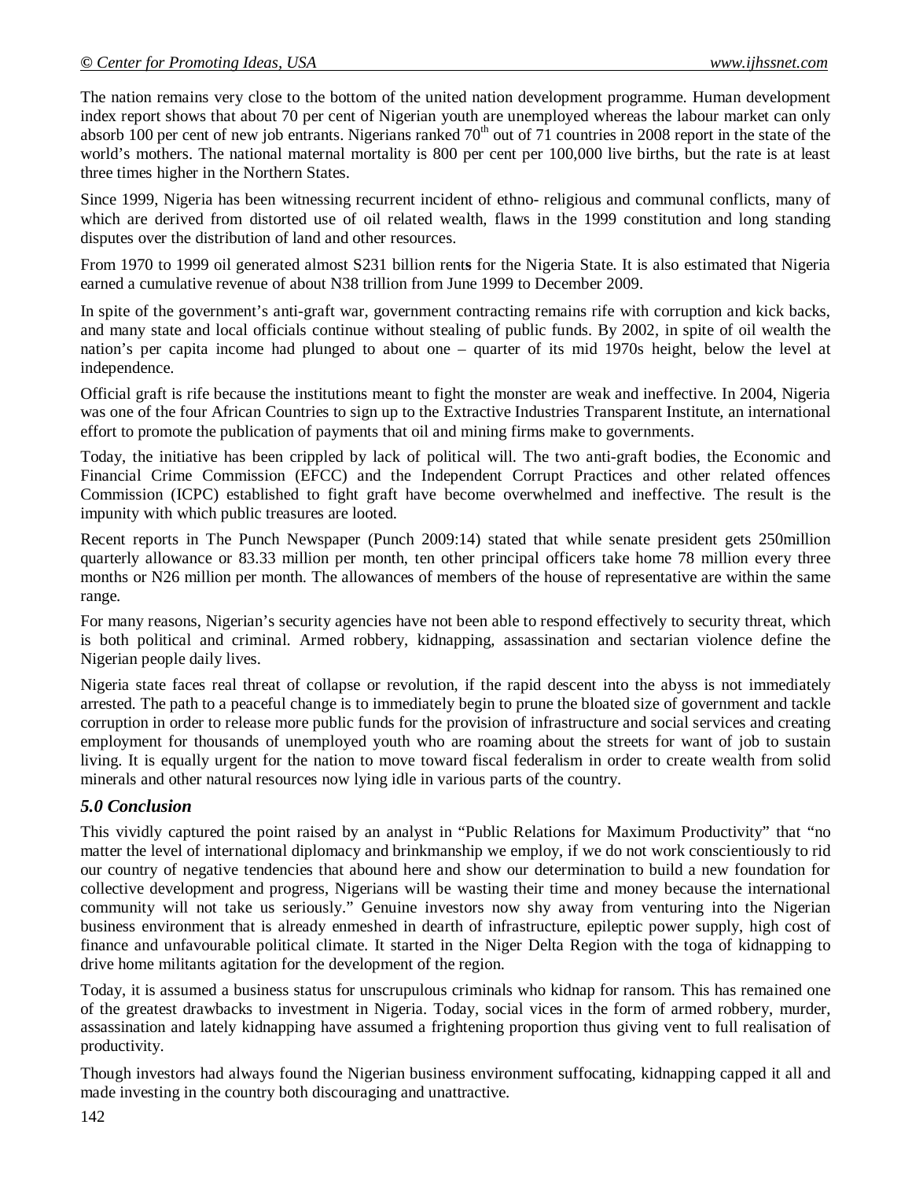The nation remains very close to the bottom of the united nation development programme. Human development index report shows that about 70 per cent of Nigerian youth are unemployed whereas the labour market can only absorb 100 per cent of new job entrants. Nigerians ranked 70th out of 71 countries in 2008 report in the state of the world's mothers. The national maternal mortality is 800 per cent per 100,000 live births, but the rate is at least three times higher in the Northern States.

Since 1999, Nigeria has been witnessing recurrent incident of ethno- religious and communal conflicts, many of which are derived from distorted use of oil related wealth, flaws in the 1999 constitution and long standing disputes over the distribution of land and other resources.

From 1970 to 1999 oil generated almost S231 billion rents for the Nigeria State. It is also estimated that Nigeria earned a cumulative revenue of about N38 trillion from June 1999 to December 2009.

In spite of the government's anti-graft war, government contracting remains rife with corruption and kick backs, and many state and local officials continue without stealing of public funds. By 2002, in spite of oil wealth the nation's per capita income had plunged to about one – quarter of its mid 1970s height, below the level at independence.

Official graft is rife because the institutions meant to fight the monster are weak and ineffective. In 2004, Nigeria was one of the four African Countries to sign up to the Extractive Industries Transparent Institute, an international effort to promote the publication of payments that oil and mining firms make to governments.

Today, the initiative has been crippled by lack of political will. The two anti-graft bodies, the Economic and Financial Crime Commission (EFCC) and the Independent Corrupt Practices and other related offences Commission (ICPC) established to fight graft have become overwhelmed and ineffective. The result is the impunity with which public treasures are looted.

Recent reports in The Punch Newspaper (Punch 2009:14) stated that while senate president gets 250million quarterly allowance or 83.33 million per month, ten other principal officers take home 78 million every three months or N26 million per month. The allowances of members of the house of representative are within the same range.

For many reasons, Nigerian's security agencies have not been able to respond effectively to security threat, which is both political and criminal. Armed robbery, kidnapping, assassination and sectarian violence define the Nigerian people daily lives.

Nigeria state faces real threat of collapse or revolution, if the rapid descent into the abyss is not immediately arrested. The path to a peaceful change is to immediately begin to prune the bloated size of government and tackle corruption in order to release more public funds for the provision of infrastructure and social services and creating employment for thousands of unemployed youth who are roaming about the streets for want of job to sustain living. It is equally urgent for the nation to move toward fiscal federalism in order to create wealth from solid minerals and other natural resources now lying idle in various parts of the country.

## *5.0 Conclusion*

This vividly captured the point raised by an analyst in "Public Relations for Maximum Productivity" that "no matter the level of international diplomacy and brinkmanship we employ, if we do not work conscientiously to rid our country of negative tendencies that abound here and show our determination to build a new foundation for collective development and progress, Nigerians will be wasting their time and money because the international community will not take us seriously." Genuine investors now shy away from venturing into the Nigerian business environment that is already enmeshed in dearth of infrastructure, epileptic power supply, high cost of finance and unfavourable political climate. It started in the Niger Delta Region with the toga of kidnapping to drive home militants agitation for the development of the region.

Today, it is assumed a business status for unscrupulous criminals who kidnap for ransom. This has remained one of the greatest drawbacks to investment in Nigeria. Today, social vices in the form of armed robbery, murder, assassination and lately kidnapping have assumed a frightening proportion thus giving vent to full realisation of productivity.

Though investors had always found the Nigerian business environment suffocating, kidnapping capped it all and made investing in the country both discouraging and unattractive.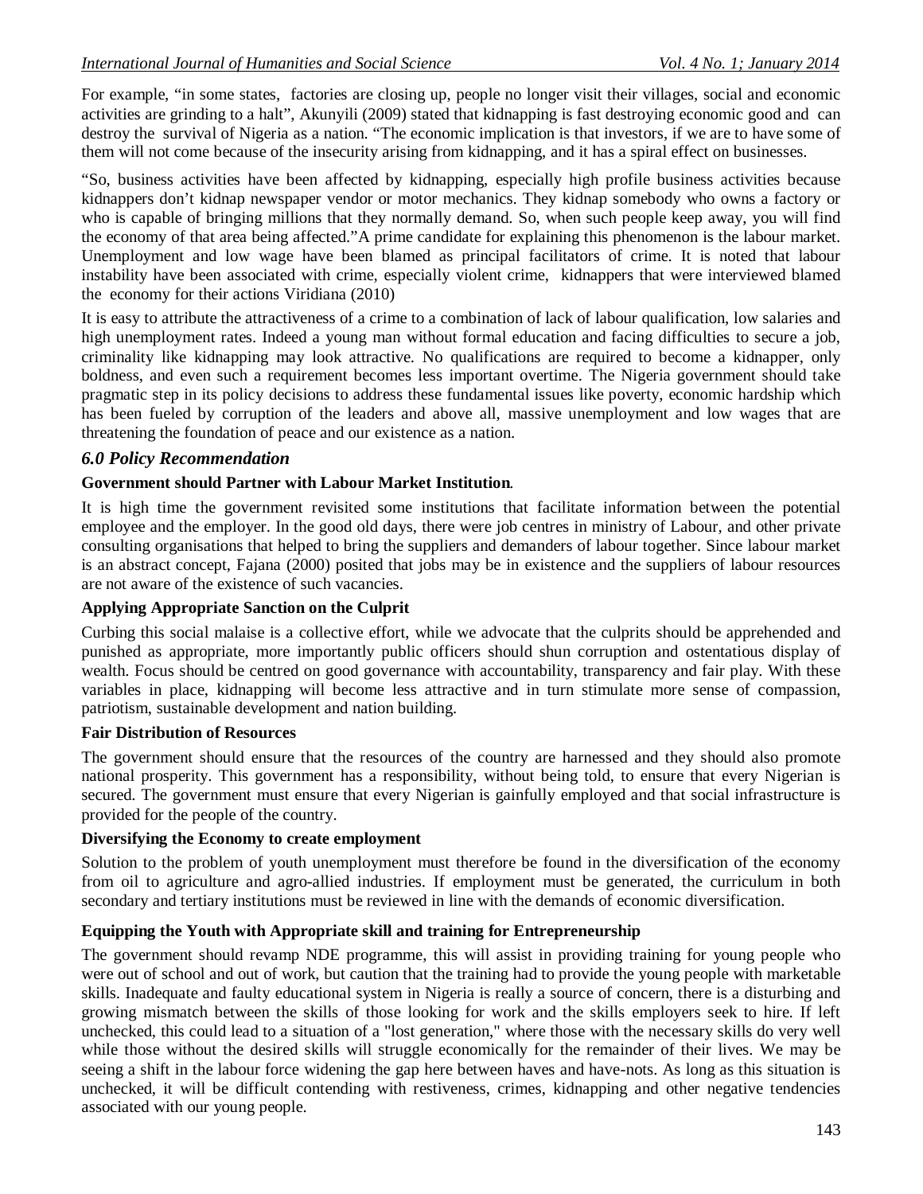For example, "in some states, factories are closing up, people no longer visit their villages, social and economic activities are grinding to a halt", Akunyili (2009) stated that kidnapping is fast destroying economic good and can destroy the survival of Nigeria as a nation. "The economic implication is that investors, if we are to have some of them will not come because of the insecurity arising from kidnapping, and it has a spiral effect on businesses.

"So, business activities have been affected by kidnapping, especially high profile business activities because kidnappers don't kidnap newspaper vendor or motor mechanics. They kidnap somebody who owns a factory or who is capable of bringing millions that they normally demand. So, when such people keep away, you will find the economy of that area being affected."A prime candidate for explaining this phenomenon is the labour market. Unemployment and low wage have been blamed as principal facilitators of crime. It is noted that labour instability have been associated with crime, especially violent crime, kidnappers that were interviewed blamed the economy for their actions Viridiana (2010)

It is easy to attribute the attractiveness of a crime to a combination of lack of labour qualification, low salaries and high unemployment rates. Indeed a young man without formal education and facing difficulties to secure a job, criminality like kidnapping may look attractive. No qualifications are required to become a kidnapper, only boldness, and even such a requirement becomes less important overtime. The Nigeria government should take pragmatic step in its policy decisions to address these fundamental issues like poverty, economic hardship which has been fueled by corruption of the leaders and above all, massive unemployment and low wages that are threatening the foundation of peace and our existence as a nation.

## *6.0 Policy Recommendation*

**Government should Partner with Labour Market Institution**.

It is high time the government revisited some institutions that facilitate information between the potential employee and the employer. In the good old days, there were job centres in ministry of Labour, and other private consulting organisations that helped to bring the suppliers and demanders of labour together. Since labour market is an abstract concept, Fajana (2000) posited that jobs may be in existence and the suppliers of labour resources are not aware of the existence of such vacancies.

**Applying Appropriate Sanction on the Culprit**

Curbing this social malaise is a collective effort, while we advocate that the culprits should be apprehended and punished as appropriate, more importantly public officers should shun corruption and ostentatious display of wealth. Focus should be centred on good governance with accountability, transparency and fair play. With these variables in place, kidnapping will become less attractive and in turn stimulate more sense of compassion, patriotism, sustainable development and nation building.

**Fair Distribution of Resources**

The government should ensure that the resources of the country are harnessed and they should also promote national prosperity. This government has a responsibility, without being told, to ensure that every Nigerian is secured. The government must ensure that every Nigerian is gainfully employed and that social infrastructure is provided for the people of the country.

**Diversifying the Economy to create employment**

Solution to the problem of youth unemployment must therefore be found in the diversification of the economy from oil to agriculture and agro-allied industries. If employment must be generated, the curriculum in both secondary and tertiary institutions must be reviewed in line with the demands of economic diversification.

**Equipping the Youth with Appropriate skill and training for Entrepreneurship**

The government should revamp NDE programme, this will assist in providing training for young people who were out of school and out of work, but caution that the training had to provide the young people with marketable skills. Inadequate and faulty educational system in Nigeria is really a source of concern, there is a disturbing and growing mismatch between the skills of those looking for work and the skills employers seek to hire. If left unchecked, this could lead to a situation of a "lost generation," where those with the necessary skills do very well while those without the desired skills will struggle economically for the remainder of their lives. We may be seeing a shift in the labour force widening the gap here between haves and have-nots. As long as this situation is unchecked, it will be difficult contending with restiveness, crimes, kidnapping and other negative tendencies associated with our young people.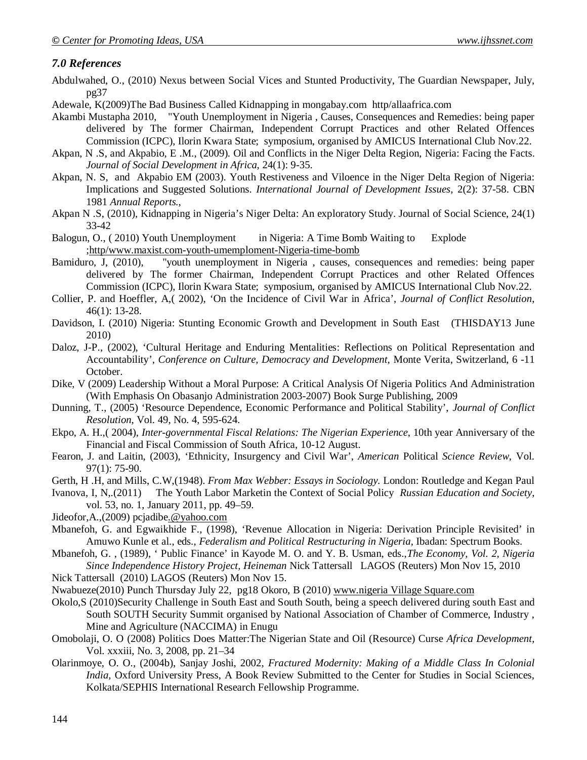### *7.0 References*

Abdulwahed, O., (2010) Nexus between Social Vices and Stunted Productivity, The Guardian Newspaper, July, pg37

Adewale, K(2009)The Bad Business Called Kidnapping in mongabay.com http/allaafrica.com

Akambi Mustapha 2010, "Youth Unemployment in Nigeria , Causes, Consequences and Remedies: being paper delivered by The former Chairman, Independent Corrupt Practices and other Related Offences Commission (ICPC), Ilorin Kwara State; symposium, organised by AMICUS International Club Nov.22.

Akpan, N .S, and Akpabio, E .M., (2009). Oil and Conflicts in the Niger Delta Region, Nigeria: Facing the Facts. *Journal of Social Development in Africa*, 24(1): 9-35.

Akpan, N. S, and Akpabio EM (2003). Youth Restiveness and Viloence in the Niger Delta Region of Nigeria: Implications and Suggested Solutions. *International Journal of Development Issues,* 2(2): 37-58. CBN 1981 *Annual Reports.*,

Akpan N .S, (2010), Kidnapping in Nigeria's Niger Delta: An exploratory Study. Journal of Social Science, 24(1) 33-42

Balogun, O., ( 2010) Youth Unemployment in Nigeria: A Time Bomb Waiting to Explode ;http/www.maxist.com-youth-umemploment-Nigeria-time-bomb

Bamiduro, J, (2010), "youth unemployment in Nigeria , causes, consequences and remedies: being paper delivered by The former Chairman, Independent Corrupt Practices and other Related Offences Commission (ICPC), Ilorin Kwara State; symposium, organised by AMICUS International Club Nov.22.

Collier, P. and Hoeffler, A,( 2002), 'On the Incidence of Civil War in Africa', *Journal of Conflict Resolution*, 46(1): 13-28.

Davidson, I. (2010) Nigeria: Stunting Economic Growth and Development in South East (THISDAY13 June 2010)

Daloz, J-P., (2002), 'Cultural Heritage and Enduring Mentalities: Reflections on Political Representation and Accountability', *Conference on Culture, Democracy and Development*, Monte Verita, Switzerland, 6 -11 October.

Dike, V (2009) Leadership Without a Moral Purpose: A Critical Analysis Of Nigeria Politics And Administration (With Emphasis On Obasanjo Administration 2003-2007) Book Surge Publishing, 2009

Dunning, T., (2005) 'Resource Dependence, Economic Performance and Political Stability', *Journal of Conflict Resolution*, Vol. 49, No. 4, 595-624.

Ekpo, A. H.,( 2004), *Inter-governmental Fiscal Relations: The Nigerian Experience*, 10th year Anniversary of the Financial and Fiscal Commission of South Africa, 10-12 August.

Fearon, J. and Laitin, (2003), 'Ethnicity, Insurgency and Civil War', *American* Political *Science Review*, Vol. 97(1): 75-90.

Gerth, H .H, and Mills, C.W,(1948). *From Max Webber: Essays in Sociology.* London: Routledge and Kegan Paul

Ivanova, I, N,.(2011) The Youth Labor Marketin the Context of Social Policy *Russian Education and Society*, vol. 53, no. 1, January 2011, pp. 49–59.

Jideofor,A.,(2009) pcjadibe.@yahoo.com

Mbanefoh, G. and Egwaikhide F., (1998), 'Revenue Allocation in Nigeria: Derivation Principle Revisited' in Amuwo Kunle et al., eds., *Federalism and Political Restructuring in Nigeria*, Ibadan: Spectrum Books.

Mbanefoh, G. , (1989), ' Public Finance' in Kayode M. O. and Y. B. Usman, eds.,*The Economy, Vol. 2, Nigeria Since Independence History Project, Heineman* Nick Tattersall LAGOS (Reuters) Mon Nov 15, 2010

Nick Tattersall (2010) LAGOS (Reuters) Mon Nov 15.

Nwabueze(2010) Punch Thursday July 22, pg18 Okoro, B (2010) www.nigeria Village Square.com

Okolo,S (2010)Security Challenge in South East and South South, being a speech delivered during south East and South SOUTH Security Summit organised by National Association of Chamber of Commerce, Industry , Mine and Agriculture (NACCIMA) in Enugu

Omobolaji, O. O (2008) Politics Does Matter:The Nigerian State and Oil (Resource) Curse *Africa Development,* Vol. xxxiii, No. 3, 2008, pp. 21–34

Olarinmoye, O. O., (2004b), Sanjay Joshi, 2002, *Fractured Modernity: Making of a Middle Class In Colonial India,* Oxford University Press, A Book Review Submitted to the Center for Studies in Social Sciences, Kolkata/SEPHIS International Research Fellowship Programme.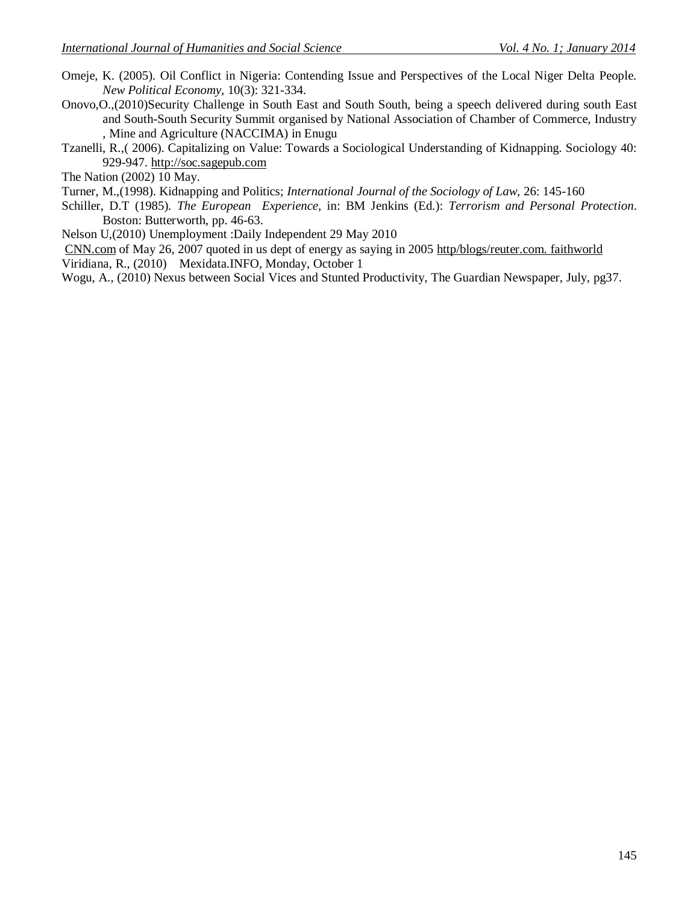Omeje, K. (2005). Oil Conflict in Nigeria: Contending Issue and Perspectives of the Local Niger Delta People. *New Political Economy,* 10(3): 321-334.

Onovo,O.,(2010)Security Challenge in South East and South South, being a speech delivered during south East and South-South Security Summit organised by National Association of Chamber of Commerce, Industry , Mine and Agriculture (NACCIMA) in Enugu

Tzanelli, R.,( 2006). Capitalizing on Value: Towards a Sociological Understanding of Kidnapping. Sociology 40: 929-947. http://soc.sagepub.com

The Nation (2002) 10 May.

Turner, M.,(1998). Kidnapping and Politics; *International Journal of the Sociology of Law,* 26: 145-160

Schiller, D.T (1985). *The European Experience,* in: BM Jenkins (Ed.): *Terrorism and Personal Protection*. Boston: Butterworth, pp. 46-63.

Nelson U,(2010) Unemployment :Daily Independent 29 May 2010

CNN.com of May 26, 2007 quoted in us dept of energy as saying in 2005 http/blogs/reuter.com. faithworld

Viridiana, R., (2010) Mexidata.INFO, Monday, October 1

Wogu, A., (2010) Nexus between Social Vices and Stunted Productivity, The Guardian Newspaper, July, pg37.